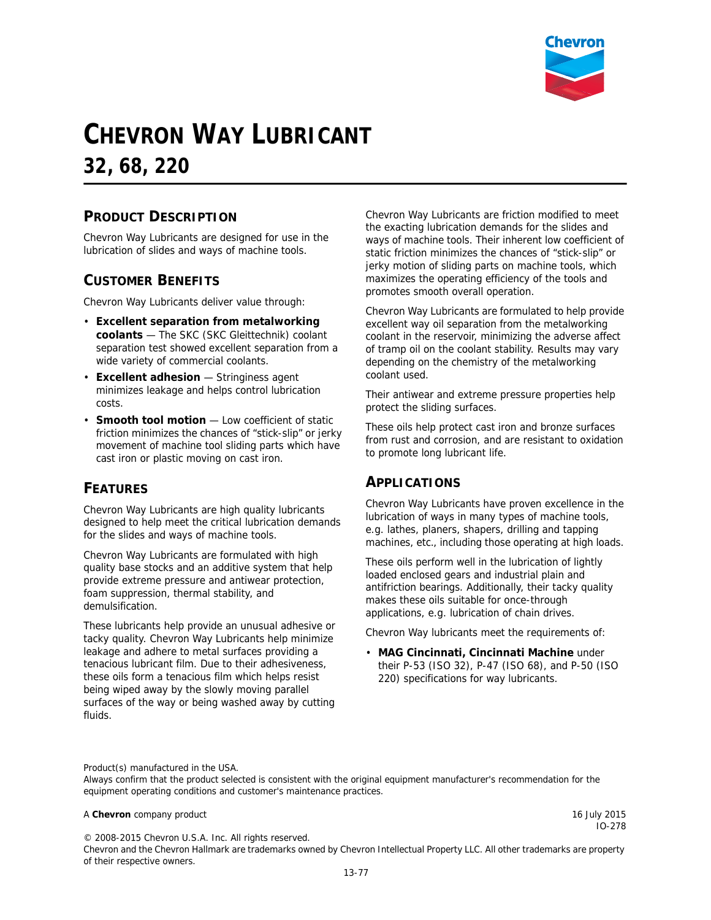# CHEVRON WAY LUBRICANT

## 32, 68, 220

## PRODUCT DESCRIPTION

Chevron Way Lubricants are designed for use in the lubrication of slides and ways of machine tools.

## CUSTOMER BENEFITS

Chevron Way Lubricants deliver value through:

- **Excellent separation from metalworking coolants** — The SKC (SKC Gleittechnik) coolant separation test showed excellent separation from a wide variety of commercial coolants.
- **Excellent adhesion** — Stringiness agent minimizes leakage and helps control lubrication costs.
- **Smooth tool motion** — Low coefficient of static friction minimizes the chances of "stick-slip" or jerky movement of machine tool sliding parts which have cast iron or plastic moving on cast iron.

## FEATURES

Chevron Way Lubricants are high quality lubricants designed to help meet the critical lubrication demands for the slides and ways of machine tools.

Chevron Way Lubricants are formulated with high quality base stocks and an additive system that help provide extreme pressure and antiwear protection, foam suppression, thermal stability, and demulsification.

These lubricants help provide an unusual adhesive or tacky quality. Chevron Way Lubricants help minimize leakage and adhere to metal surfaces providing a tenacious lubricant film. Due to their adhesiveness, these oils form a tenacious film which helps resist being wiped away by the slowly moving parallel surfaces of the way or being washed away by cutting fluids.

Chevron Way Lubricants are friction modified to meet the exacting lubrication demands for the slides and ways of machine tools. Their inherent low coefficient of static friction minimizes the chances of "stick-slip" or jerky motion of sliding parts on machine tools, which maximizes the operating efficiency of the tools and promotes smooth overall operation.

Chevron Way Lubricants are formulated to help provide excellent way oil separation from the metalworking coolant in the reservoir, minimizing the adverse affect of tramp oil on the coolant stability. Results may vary depending on the chemistry of the metalworking coolant used.

Their antiwear and extreme pressure properties help protect the sliding surfaces.

These oils help protect cast iron and bronze surfaces from rust and corrosion, and are resistant to oxidation to promote long lubricant life.

## APPLICATIONS

Chevron Way Lubricants have proven excellence in the lubrication of ways in many types of machine tools, e.g. lathes, planers, shapers, drilling and tapping machines, etc., including those operating at high loads.

These oils perform well in the lubrication of lightly loaded enclosed gears and industrial plain and antifriction bearings. Additionally, their tacky quality makes these oils suitable for once-through applications, e.g. lubrication of chain drives.

Chevron Way lubricants meet the requirements of:

- **MAG Cincinnati, Cincinnati Machine** under their P-53 (ISO 32), P-47 (ISO 68), and P-50 (ISO 220) specifications for way lubricants.

Product(s) manufactured in the USA.
Always confirm that the product selected is consistent with the original equipment manufacturer's recommendation for the equipment operating conditions and customer's maintenance practices.

A **Chevron** company product

16 July 2015
IO-278

© 2008-2015 Chevron U.S.A. Inc. All rights reserved.
Chevron and the Chevron Hallmark are trademarks owned by Chevron Intellectual Property LLC. All other trademarks are property of their respective owners.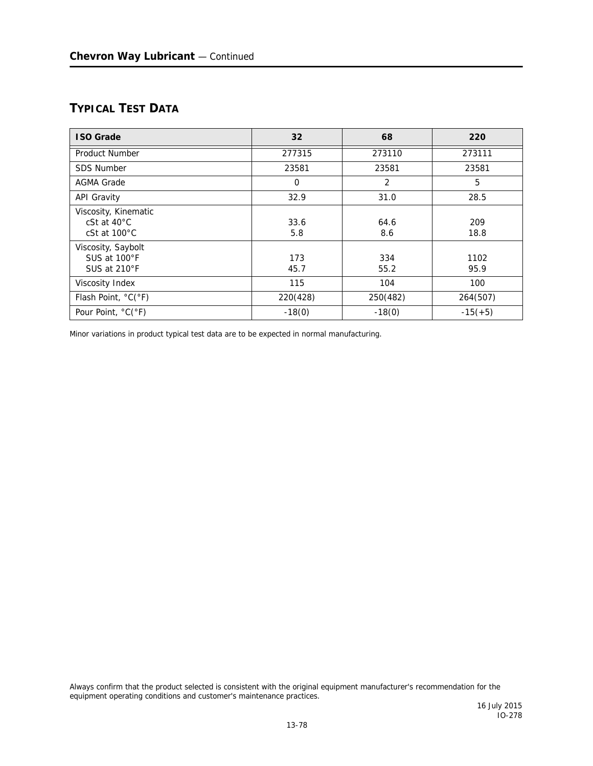## TYPICAL TEST DATA

| ISO Grade | 32 | 68 | 220 |
|---|---|---|---|
| Product Number | 277315 | 273110 | 273111 |
| SDS Number | 23581 | 23581 | 23581 |
| AGMA Grade | 0 | 2 | 5 |
| API Gravity | 32.9 | 31.0 | 28.5 |
| Viscosity, Kinematic<br>cSt at 40°C<br>cSt at 100°C | <br>33.6<br>5.8 | <br>64.6<br>8.6 | <br>209<br>18.8 |
| Viscosity, Saybolt<br>SUS at 100°F<br>SUS at 210°F | <br>173<br>45.7 | <br>334<br>55.2 | <br>1102<br>95.9 |
| Viscosity Index | 115 | 104 | 100 |
| Flash Point, °C(°F) | 220(428) | 250(482) | 264(507) |
| Pour Point, °C(°F) | -18(0) | -18(0) | -15(+5) |

Minor variations in product typical test data are to be expected in normal manufacturing.

Always confirm that the product selected is consistent with the original equipment manufacturer's recommendation for the equipment operating conditions and customer's maintenance practices.

16 July 2015
IO-278